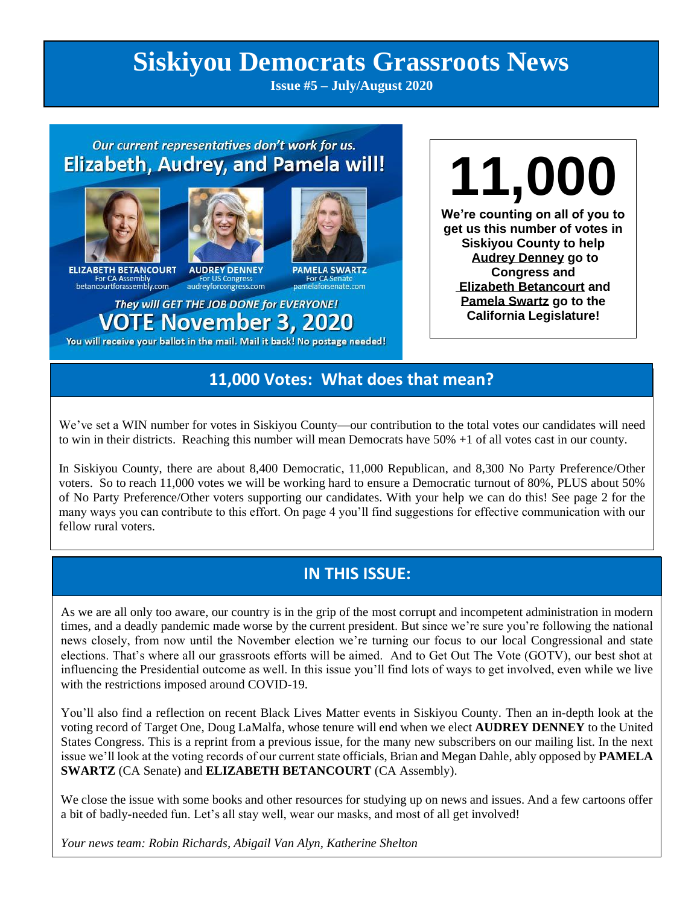# Siskiyou Democrats Grassroots News

**Issue #5 – July/August 2020**

*Our current representatives don't work for us.*
**Elizabeth, Audrey, and Pamela will!**

**ELIZABETH BETANCOURT**
For CA Assembly
betancourtforassembly.com

**AUDREY DENNEY**
For US Congress
audreyforcongress.com

**PAMELA SWARTZ**
For CA Senate
pamelaforsenate.com

*They will GET THE JOB DONE for EVERYONE!*

**VOTE November 3, 2020**

You will receive your ballot in the mail. Mail it back! No postage needed!

# 11,000

**We're counting on all of you to get us this number of votes in Siskiyou County to help Audrey Denney go to Congress and Elizabeth Betancourt and Pamela Swartz go to the California Legislature!**

## 11,000 Votes: What does that mean?

We've set a WIN number for votes in Siskiyou County—our contribution to the total votes our candidates will need to win in their districts. Reaching this number will mean Democrats have 50% +1 of all votes cast in our county.

In Siskiyou County, there are about 8,400 Democratic, 11,000 Republican, and 8,300 No Party Preference/Other voters. So to reach 11,000 votes we will be working hard to ensure a Democratic turnout of 80%, PLUS about 50% of No Party Preference/Other voters supporting our candidates. With your help we can do this! See page 2 for the many ways you can contribute to this effort. On page 4 you'll find suggestions for effective communication with our fellow rural voters.

## IN THIS ISSUE:

As we are all only too aware, our country is in the grip of the most corrupt and incompetent administration in modern times, and a deadly pandemic made worse by the current president. But since we're sure you're following the national news closely, from now until the November election we're turning our focus to our local Congressional and state elections. That's where all our grassroots efforts will be aimed. And to Get Out The Vote (GOTV), our best shot at influencing the Presidential outcome as well. In this issue you'll find lots of ways to get involved, even while we live with the restrictions imposed around COVID-19.

You'll also find a reflection on recent Black Lives Matter events in Siskiyou County. Then an in-depth look at the voting record of Target One, Doug LaMalfa, whose tenure will end when we elect **AUDREY DENNEY** to the United States Congress. This is a reprint from a previous issue, for the many new subscribers on our mailing list. In the next issue we'll look at the voting records of our current state officials, Brian and Megan Dahle, ably opposed by **PAMELA SWARTZ** (CA Senate) and **ELIZABETH BETANCOURT** (CA Assembly).

We close the issue with some books and other resources for studying up on news and issues. And a few cartoons offer a bit of badly-needed fun. Let's all stay well, wear our masks, and most of all get involved!

*Your news team: Robin Richards, Abigail Van Alyn, Katherine Shelton*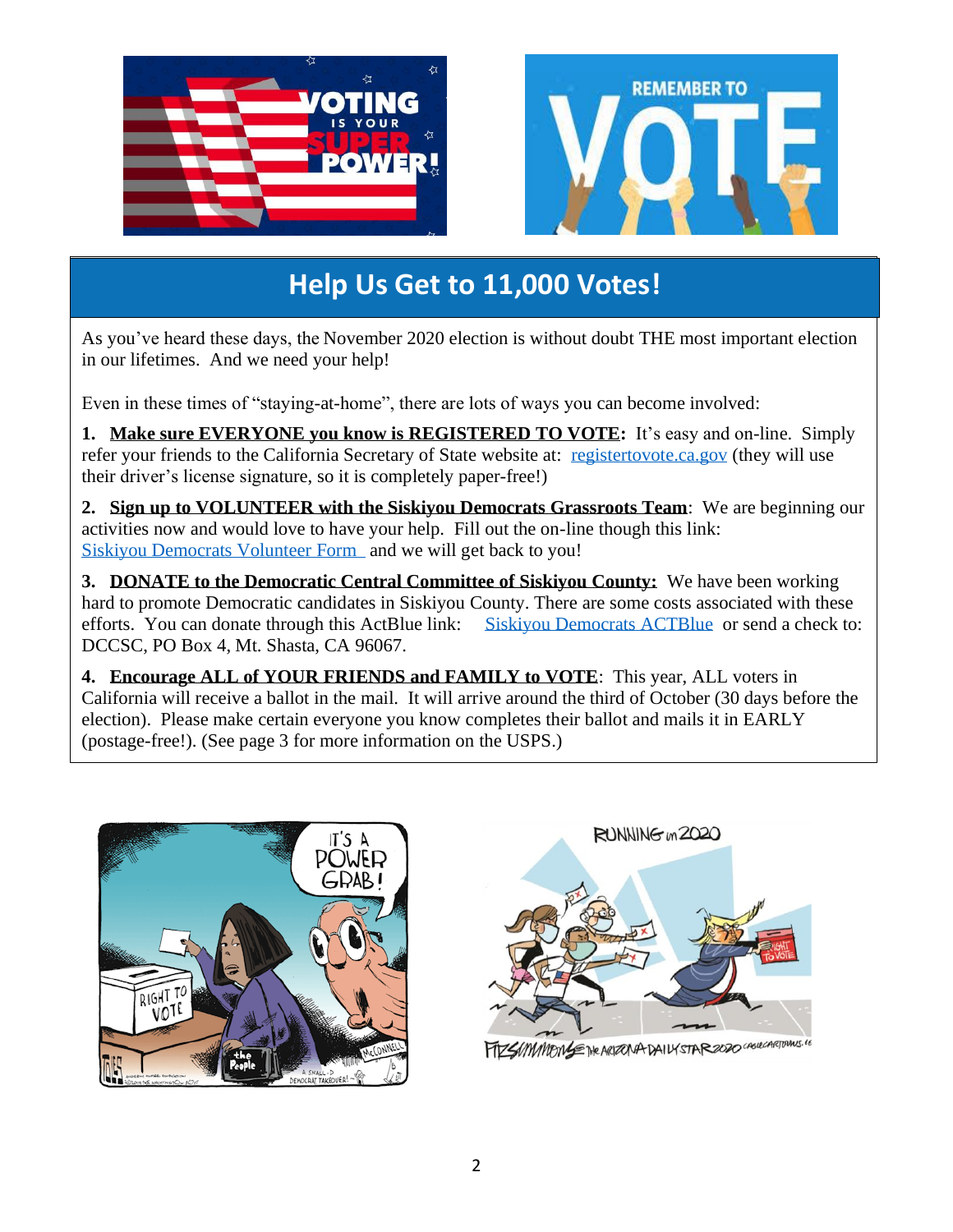## Help Us Get to 11,000 Votes!

As you've heard these days, the November 2020 election is without doubt THE most important election in our lifetimes. And we need your help!

Even in these times of "staying-at-home", there are lots of ways you can become involved:

**1. <u>Make sure EVERYONE you know is REGISTERED TO VOTE</u>:** It's easy and on-line. Simply refer your friends to the California Secretary of State website at: [registertovote.ca.gov](registertovote.ca.gov) (they will use their driver's license signature, so it is completely paper-free!)

**2. <u>Sign up to VOLUNTEER with the Siskiyou Democrats Grassroots Team</u>**: We are beginning our activities now and would love to have your help. Fill out the on-line though this link: Siskiyou Democrats Volunteer Form and we will get back to you!

**3. <u>DONATE to the Democratic Central Committee of Siskiyou County:</u>** We have been working hard to promote Democratic candidates in Siskiyou County. There are some costs associated with these efforts. You can donate through this ActBlue link: Siskiyou Democrats ACTBlue or send a check to: DCCSC, PO Box 4, Mt. Shasta, CA 96067.

**4. <u>Encourage ALL of YOUR FRIENDS and FAMILY to VOTE</u>**: This year, ALL voters in California will receive a ballot in the mail. It will arrive around the third of October (30 days before the election). Please make certain everyone you know completes their ballot and mails it in EARLY (postage-free!). (See page 3 for more information on the USPS.)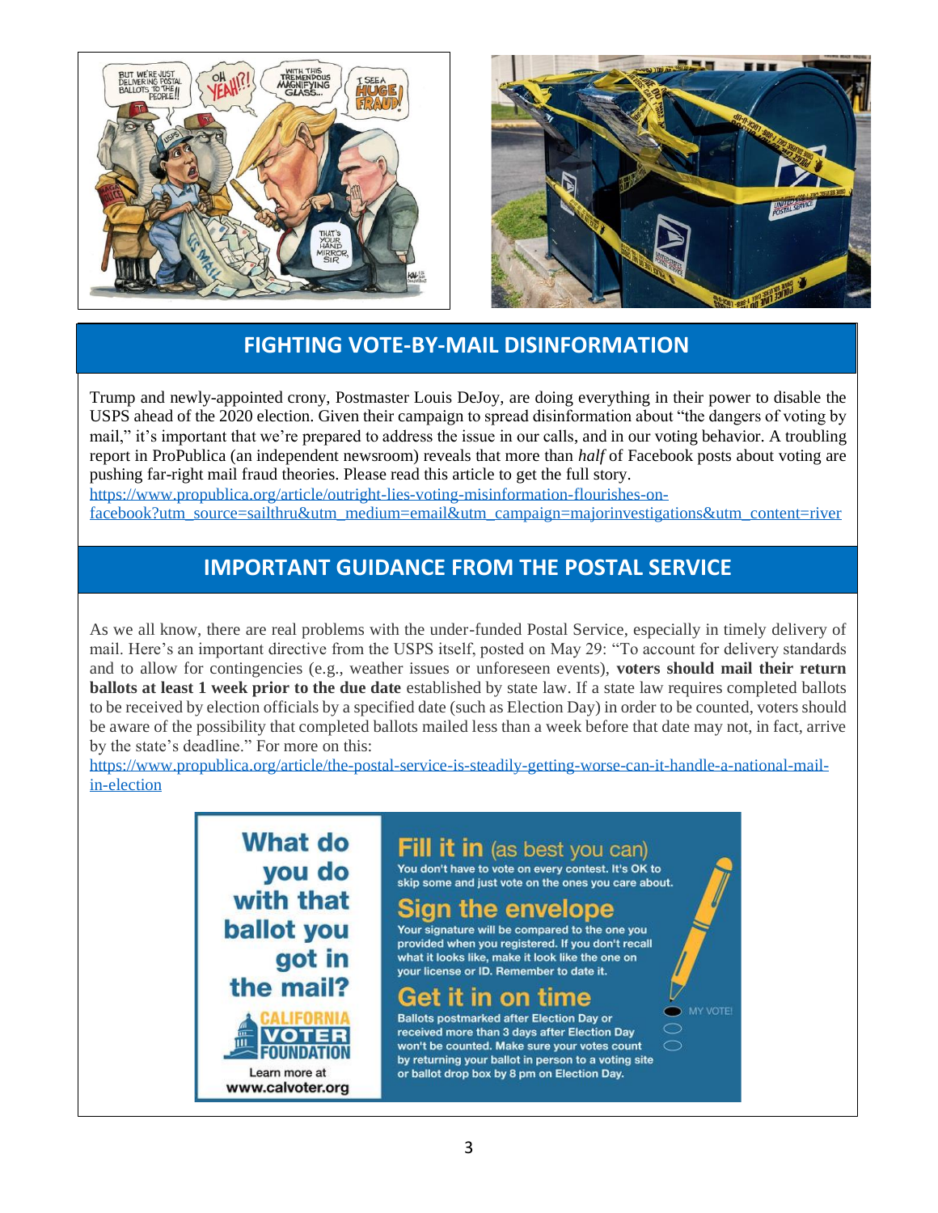## FIGHTING VOTE-BY-MAIL DISINFORMATION

Trump and newly-appointed crony, Postmaster Louis DeJoy, are doing everything in their power to disable the USPS ahead of the 2020 election. Given their campaign to spread disinformation about "the dangers of voting by mail," it's important that we're prepared to address the issue in our calls, and in our voting behavior. A troubling report in ProPublica (an independent newsroom) reveals that more than *half* of Facebook posts about voting are pushing far-right mail fraud theories. Please read this article to get the full story.
https://www.propublica.org/article/outright-lies-voting-misinformation-flourishes-on-facebook?utm_source=sailthru&utm_medium=email&utm_campaign=majorinvestigations&utm_content=river

## IMPORTANT GUIDANCE FROM THE POSTAL SERVICE

As we all know, there are real problems with the under-funded Postal Service, especially in timely delivery of mail. Here's an important directive from the USPS itself, posted on May 29: "To account for delivery standards and to allow for contingencies (e.g., weather issues or unforeseen events), **voters should mail their return ballots at least 1 week prior to the due date** established by state law. If a state law requires completed ballots to be received by election officials by a specified date (such as Election Day) in order to be counted, voters should be aware of the possibility that completed ballots mailed less than a week before that date may not, in fact, arrive by the state's deadline." For more on this:
https://www.propublica.org/article/the-postal-service-is-steadily-getting-worse-can-it-handle-a-national-mail-in-election

**What do you do with that ballot you got in the mail?**

CALIFORNIA VOTER FOUNDATION

Learn more at www.calvoter.org

**Fill it in** (as best you can)
You don't have to vote on every contest. It's OK to skip some and just vote on the ones you care about.

**Sign the envelope**
Your signature will be compared to the one you provided when you registered. If you don't recall what it looks like, make it look like the one on your license or ID. Remember to date it.

**Get it in on time**
Ballots postmarked after Election Day or received more than 3 days after Election Day won't be counted. Make sure your votes count by returning your ballot in person to a voting site or ballot drop box by 8 pm on Election Day.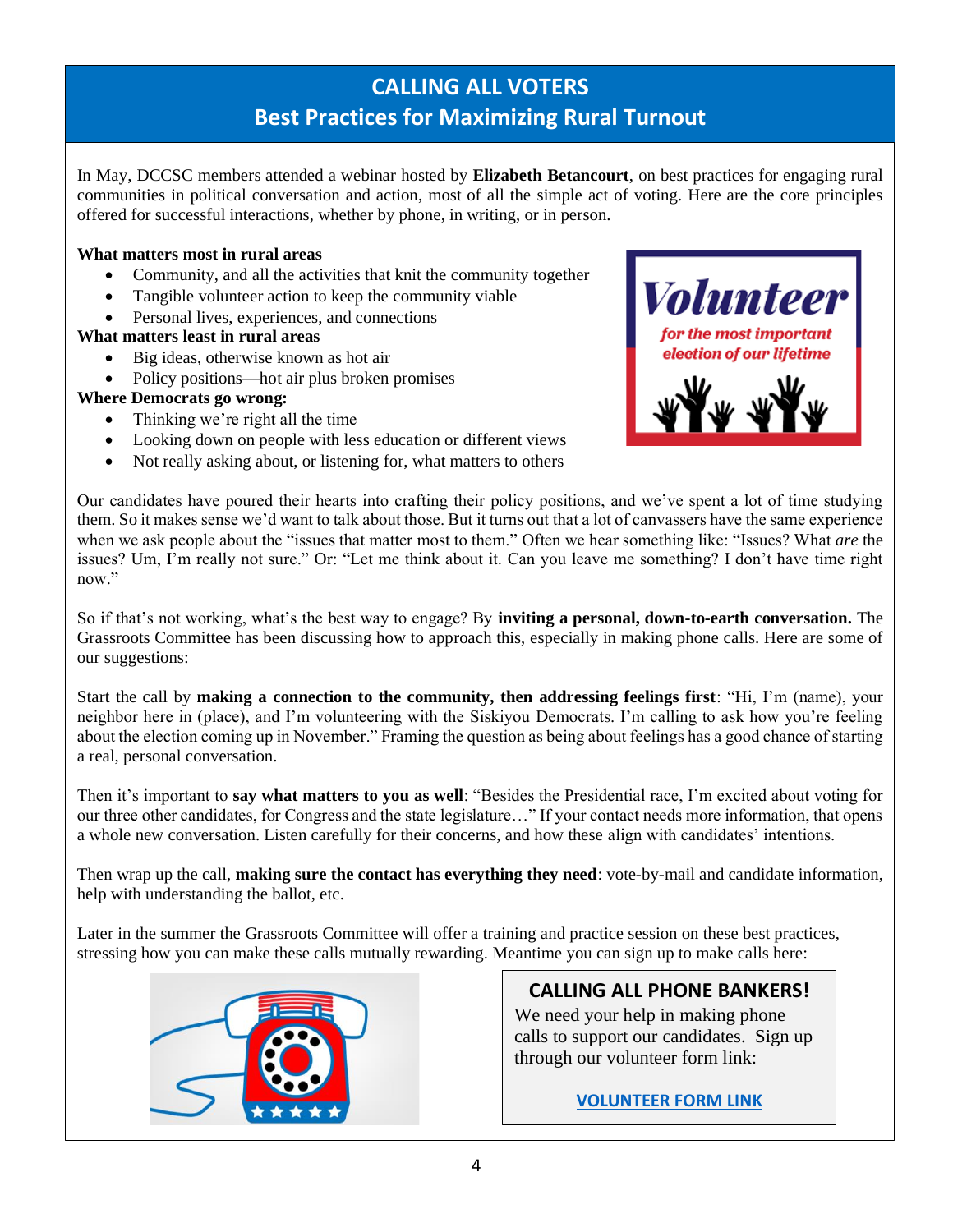# CALLING ALL VOTERS

## Best Practices for Maximizing Rural Turnout

In May, DCCSC members attended a webinar hosted by **Elizabeth Betancourt**, on best practices for engaging rural communities in political conversation and action, most of all the simple act of voting. Here are the core principles offered for successful interactions, whether by phone, in writing, or in person.

**What matters most in rural areas**

- Community, and all the activities that knit the community together
- Tangible volunteer action to keep the community viable
- Personal lives, experiences, and connections

**What matters least in rural areas**

- Big ideas, otherwise known as hot air
- Policy positions—hot air plus broken promises

**Where Democrats go wrong:**

- Thinking we're right all the time
- Looking down on people with less education or different views
- Not really asking about, or listening for, what matters to others

Our candidates have poured their hearts into crafting their policy positions, and we've spent a lot of time studying them. So it makes sense we'd want to talk about those. But it turns out that a lot of canvassers have the same experience when we ask people about the "issues that matter most to them." Often we hear something like: "Issues? What *are* the issues? Um, I'm really not sure." Or: "Let me think about it. Can you leave me something? I don't have time right now."

So if that's not working, what's the best way to engage? By **inviting a personal, down-to-earth conversation.** The Grassroots Committee has been discussing how to approach this, especially in making phone calls. Here are some of our suggestions:

Start the call by **making a connection to the community, then addressing feelings first**: "Hi, I'm (name), your neighbor here in (place), and I'm volunteering with the Siskiyou Democrats. I'm calling to ask how you're feeling about the election coming up in November." Framing the question as being about feelings has a good chance of starting a real, personal conversation.

Then it's important to **say what matters to you as well**: "Besides the Presidential race, I'm excited about voting for our three other candidates, for Congress and the state legislature…" If your contact needs more information, that opens a whole new conversation. Listen carefully for their concerns, and how these align with candidates' intentions.

Then wrap up the call, **making sure the contact has everything they need**: vote-by-mail and candidate information, help with understanding the ballot, etc.

Later in the summer the Grassroots Committee will offer a training and practice session on these best practices, stressing how you can make these calls mutually rewarding. Meantime you can sign up to make calls here:

### CALLING ALL PHONE BANKERS!

We need your help in making phone calls to support our candidates. Sign up through our volunteer form link:

**VOLUNTEER FORM LINK**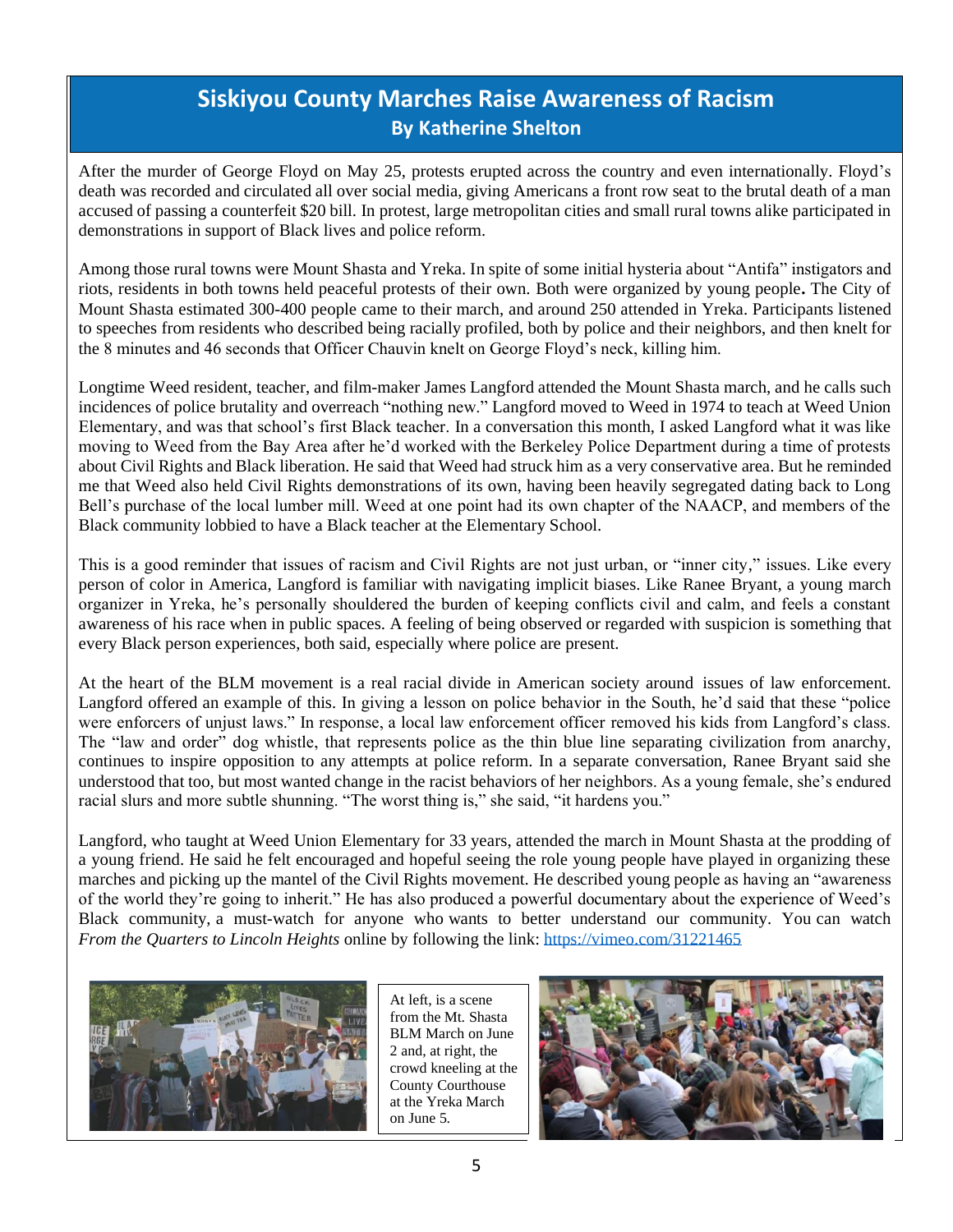# Siskiyou County Marches Raise Awareness of Racism

**By Katherine Shelton**

After the murder of George Floyd on May 25, protests erupted across the country and even internationally. Floyd's death was recorded and circulated all over social media, giving Americans a front row seat to the brutal death of a man accused of passing a counterfeit $20 bill. In protest, large metropolitan cities and small rural towns alike participated in demonstrations in support of Black lives and police reform.

Among those rural towns were Mount Shasta and Yreka. In spite of some initial hysteria about "Antifa" instigators and riots, residents in both towns held peaceful protests of their own. Both were organized by young people**.** The City of Mount Shasta estimated 300-400 people came to their march, and around 250 attended in Yreka. Participants listened to speeches from residents who described being racially profiled, both by police and their neighbors, and then knelt for the 8 minutes and 46 seconds that Officer Chauvin knelt on George Floyd's neck, killing him.

Longtime Weed resident, teacher, and film-maker James Langford attended the Mount Shasta march, and he calls such incidences of police brutality and overreach "nothing new." Langford moved to Weed in 1974 to teach at Weed Union Elementary, and was that school's first Black teacher. In a conversation this month, I asked Langford what it was like moving to Weed from the Bay Area after he'd worked with the Berkeley Police Department during a time of protests about Civil Rights and Black liberation. He said that Weed had struck him as a very conservative area. But he reminded me that Weed also held Civil Rights demonstrations of its own, having been heavily segregated dating back to Long Bell's purchase of the local lumber mill. Weed at one point had its own chapter of the NAACP, and members of the Black community lobbied to have a Black teacher at the Elementary School.

This is a good reminder that issues of racism and Civil Rights are not just urban, or "inner city," issues. Like every person of color in America, Langford is familiar with navigating implicit biases. Like Ranee Bryant, a young march organizer in Yreka, he's personally shouldered the burden of keeping conflicts civil and calm, and feels a constant awareness of his race when in public spaces. A feeling of being observed or regarded with suspicion is something that every Black person experiences, both said, especially where police are present.

At the heart of the BLM movement is a real racial divide in American society around issues of law enforcement. Langford offered an example of this. In giving a lesson on police behavior in the South, he'd said that these "police were enforcers of unjust laws." In response, a local law enforcement officer removed his kids from Langford's class. The "law and order" dog whistle, that represents police as the thin blue line separating civilization from anarchy, continues to inspire opposition to any attempts at police reform. In a separate conversation, Ranee Bryant said she understood that too, but most wanted change in the racist behaviors of her neighbors. As a young female, she's endured racial slurs and more subtle shunning. "The worst thing is," she said, "it hardens you."

Langford, who taught at Weed Union Elementary for 33 years, attended the march in Mount Shasta at the prodding of a young friend. He said he felt encouraged and hopeful seeing the role young people have played in organizing these marches and picking up the mantel of the Civil Rights movement. He described young people as having an "awareness of the world they're going to inherit." He has also produced a powerful documentary about the experience of Weed's Black community, a must-watch for anyone who wants to better understand our community. You can watch *From the Quarters to Lincoln Heights* online by following the link: https://vimeo.com/31221465

At left, is a scene from the Mt. Shasta BLM March on June 2 and, at right, the crowd kneeling at the County Courthouse at the Yreka March on June 5.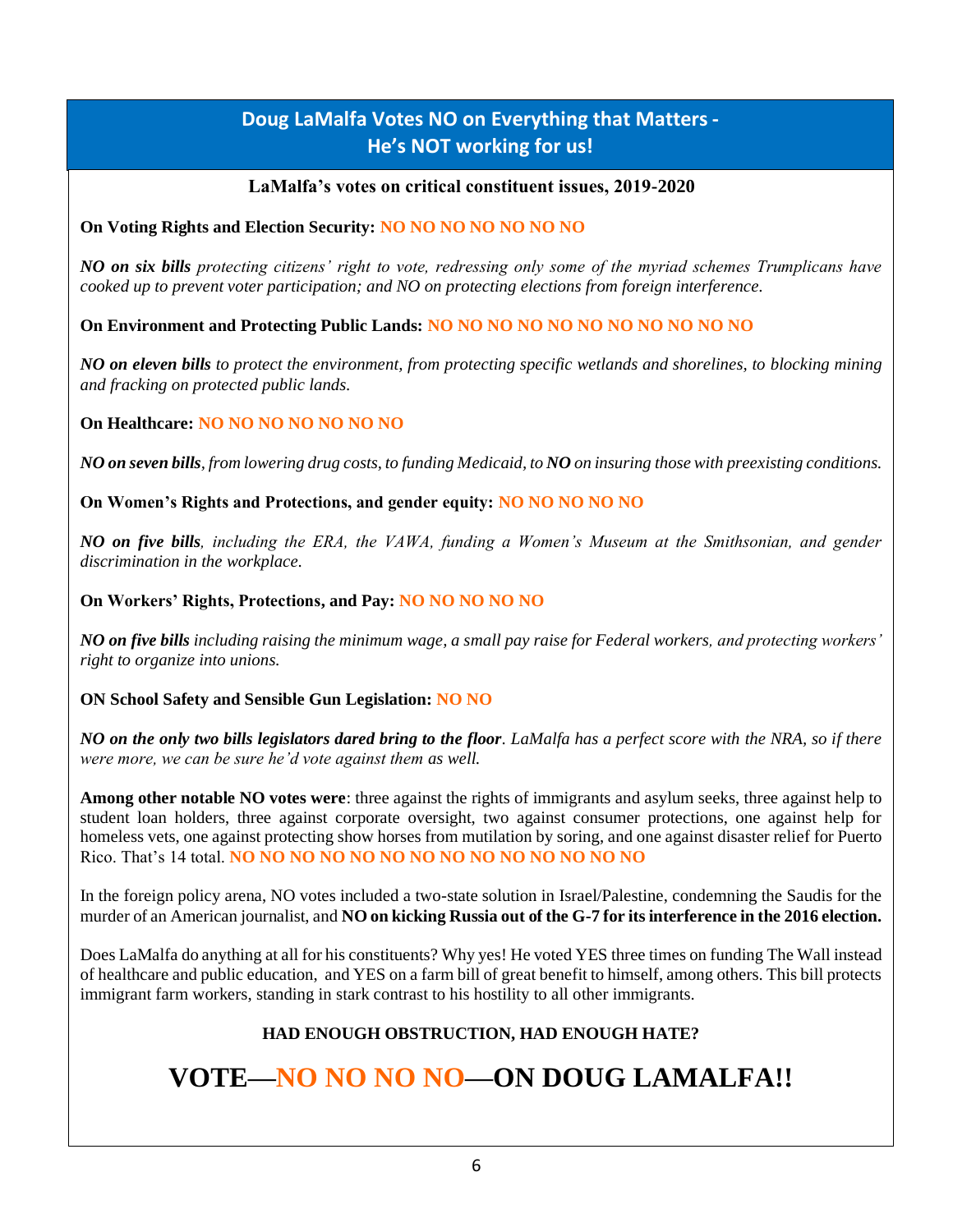## Doug LaMalfa Votes NO on Everything that Matters - He's NOT working for us!

**LaMalfa's votes on critical constituent issues, 2019-2020**

**On Voting Rights and Election Security: NO NO NO NO NO NO NO**

***NO on six bills*** *protecting citizens' right to vote, redressing only some of the myriad schemes Trumplicans have cooked up to prevent voter participation; and NO on protecting elections from foreign interference.*

**On Environment and Protecting Public Lands: NO NO NO NO NO NO NO NO NO NO NO**

***NO on eleven bills*** *to protect the environment, from protecting specific wetlands and shorelines, to blocking mining and fracking on protected public lands.*

**On Healthcare: NO NO NO NO NO NO NO**

***NO on seven bills****, from lowering drug costs, to funding Medicaid, to* ***NO*** *on insuring those with preexisting conditions.*

**On Women's Rights and Protections, and gender equity: NO NO NO NO NO**

***NO on five bills****, including the ERA, the VAWA, funding a Women's Museum at the Smithsonian, and gender discrimination in the workplace.*

**On Workers' Rights, Protections, and Pay: NO NO NO NO NO**

***NO on five bills*** *including raising the minimum wage, a small pay raise for Federal workers, and protecting workers' right to organize into unions.*

**ON School Safety and Sensible Gun Legislation: NO NO**

***NO on the only two bills legislators dared bring to the floor****. LaMalfa has a perfect score with the NRA, so if there were more, we can be sure he'd vote against them as well.*

**Among other notable NO votes were**: three against the rights of immigrants and asylum seeks, three against help to student loan holders, three against corporate oversight, two against consumer protections, one against help for homeless vets, one against protecting show horses from mutilation by soring, and one against disaster relief for Puerto Rico. That's 14 total. **NO NO NO NO NO NO NO NO NO NO NO NO NO NO**

In the foreign policy arena, NO votes included a two-state solution in Israel/Palestine, condemning the Saudis for the murder of an American journalist, and **NO on kicking Russia out of the G-7 for its interference in the 2016 election.**

Does LaMalfa do anything at all for his constituents? Why yes! He voted YES three times on funding The Wall instead of healthcare and public education, and YES on a farm bill of great benefit to himself, among others. This bill protects immigrant farm workers, standing in stark contrast to his hostility to all other immigrants.

**HAD ENOUGH OBSTRUCTION, HAD ENOUGH HATE?**

# VOTE—NO NO NO NO—ON DOUG LAMALFA!!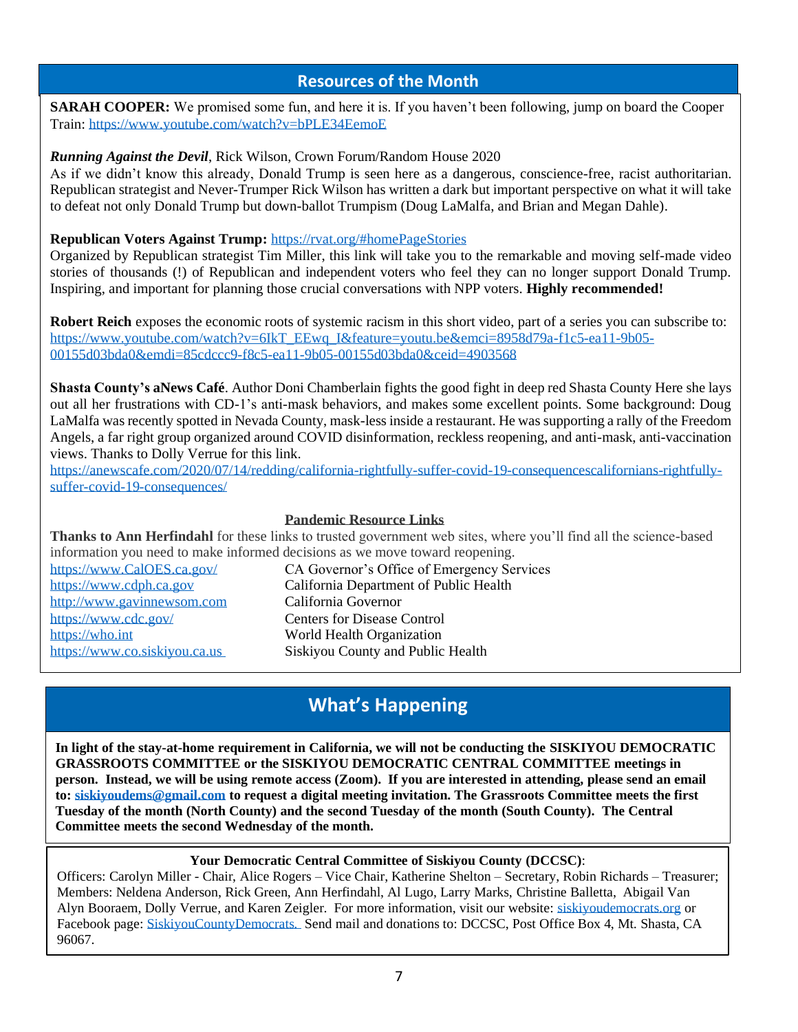## Resources of the Month

**SARAH COOPER:** We promised some fun, and here it is. If you haven't been following, jump on board the Cooper Train: https://www.youtube.com/watch?v=bPLE34EemoE

***Running Against the Devil***, Rick Wilson, Crown Forum/Random House 2020
As if we didn't know this already, Donald Trump is seen here as a dangerous, conscience-free, racist authoritarian. Republican strategist and Never-Trumper Rick Wilson has written a dark but important perspective on what it will take to defeat not only Donald Trump but down-ballot Trumpism (Doug LaMalfa, and Brian and Megan Dahle).

**Republican Voters Against Trump:** https://rvat.org/#homePageStories
Organized by Republican strategist Tim Miller, this link will take you to the remarkable and moving self-made video stories of thousands (!) of Republican and independent voters who feel they can no longer support Donald Trump. Inspiring, and important for planning those crucial conversations with NPP voters. **Highly recommended!**

**Robert Reich** exposes the economic roots of systemic racism in this short video, part of a series you can subscribe to: https://www.youtube.com/watch?v=6IkT_EEwq_I&feature=youtu.be&emci=8958d79a-f1c5-ea11-9b05-00155d03bda0&emdi=85cdccc9-f8c5-ea11-9b05-00155d03bda0&ceid=4903568

**Shasta County's aNews Café**. Author Doni Chamberlain fights the good fight in deep red Shasta County Here she lays out all her frustrations with CD-1's anti-mask behaviors, and makes some excellent points. Some background: Doug LaMalfa was recently spotted in Nevada County, mask-less inside a restaurant. He was supporting a rally of the Freedom Angels, a far right group organized around COVID disinformation, reckless reopening, and anti-mask, anti-vaccination views. Thanks to Dolly Verrue for this link.
https://anewscafe.com/2020/07/14/redding/california-rightfully-suffer-covid-19-consequencescalifornians-rightfully-suffer-covid-19-consequences/

**Pandemic Resource Links**

**Thanks to Ann Herfindahl** for these links to trusted government web sites, where you'll find all the science-based information you need to make informed decisions as we move toward reopening.

| | |
|---|---|
| https://www.CalOES.ca.gov/ | CA Governor's Office of Emergency Services |
| https://www.cdph.ca.gov | California Department of Public Health |
| http://www.gavinnewsom.com | California Governor |
| https://www.cdc.gov/ | Centers for Disease Control |
| https://who.int | World Health Organization |
| https://www.co.siskiyou.ca.us | Siskiyou County and Public Health |

## What's Happening

**In light of the stay-at-home requirement in California, we will not be conducting the SISKIYOU DEMOCRATIC GRASSROOTS COMMITTEE or the SISKIYOU DEMOCRATIC CENTRAL COMMITTEE meetings in person. Instead, we will be using remote access (Zoom). If you are interested in attending, please send an email to: siskiyoudems@gmail.com to request a digital meeting invitation. The Grassroots Committee meets the first Tuesday of the month (North County) and the second Tuesday of the month (South County). The Central Committee meets the second Wednesday of the month.**

**Your Democratic Central Committee of Siskiyou County (DCCSC)**:
Officers: Carolyn Miller - Chair, Alice Rogers – Vice Chair, Katherine Shelton – Secretary, Robin Richards – Treasurer; Members: Neldena Anderson, Rick Green, Ann Herfindahl, Al Lugo, Larry Marks, Christine Balletta, Abigail Van Alyn Booraem, Dolly Verrue, and Karen Zeigler. For more information, visit our website: siskiyoudemocrats.org or Facebook page: SiskiyouCountyDemocrats. Send mail and donations to: DCCSC, Post Office Box 4, Mt. Shasta, CA 96067.